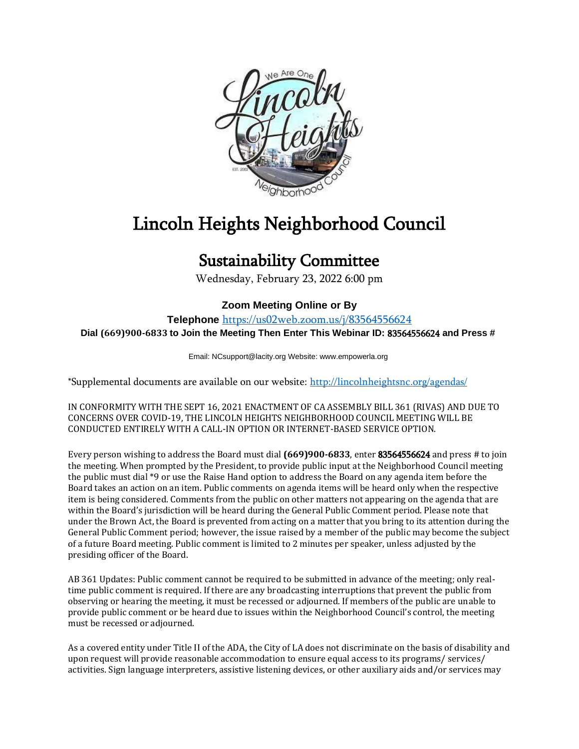# Lincoln Heights Neighborhood Council

## Sustainability Committee

Wednesday, February 23, 2022 6:00 pm

**Zoom Meeting Online or By**

**Telephone** https://us02web.zoom.us/j/83564556624

**Dial (669)900-6833 to Join the Meeting Then Enter This Webinar ID: 83564556624 and Press #**

Email: NCsupport@lacity.org Website: www.empowerla.org

*Supplemental documents are available on our website: http://lincolnheightsnc.org/agendas/

IN CONFORMITY WITH THE SEPT 16, 2021 ENACTMENT OF CA ASSEMBLY BILL 361 (RIVAS) AND DUE TO CONCERNS OVER COVID-19, THE LINCOLN HEIGHTS NEIGHBORHOOD COUNCIL MEETING WILL BE CONDUCTED ENTIRELY WITH A CALL-IN OPTION OR INTERNET-BASED SERVICE OPTION.

Every person wishing to address the Board must dial **(669)900-6833**, enter **83564556624** and press # to join the meeting. When prompted by the President, to provide public input at the Neighborhood Council meeting the public must dial *9 or use the Raise Hand option to address the Board on any agenda item before the Board takes an action on an item. Public comments on agenda items will be heard only when the respective item is being considered. Comments from the public on other matters not appearing on the agenda that are within the Board's jurisdiction will be heard during the General Public Comment period. Please note that under the Brown Act, the Board is prevented from acting on a matter that you bring to its attention during the General Public Comment period; however, the issue raised by a member of the public may become the subject of a future Board meeting. Public comment is limited to 2 minutes per speaker, unless adjusted by the presiding officer of the Board.

AB 361 Updates: Public comment cannot be required to be submitted in advance of the meeting; only real-time public comment is required. If there are any broadcasting interruptions that prevent the public from observing or hearing the meeting, it must be recessed or adjourned. If members of the public are unable to provide public comment or be heard due to issues within the Neighborhood Council's control, the meeting must be recessed or adjourned.

As a covered entity under Title II of the ADA, the City of LA does not discriminate on the basis of disability and upon request will provide reasonable accommodation to ensure equal access to its programs/ services/ activities. Sign language interpreters, assistive listening devices, or other auxiliary aids and/or services may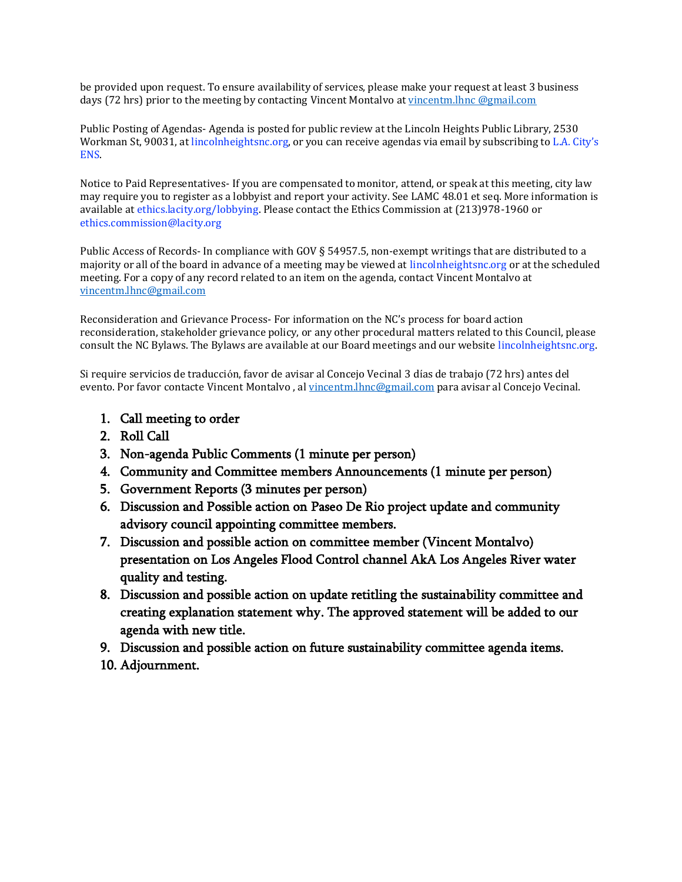be provided upon request. To ensure availability of services, please make your request at least 3 business days (72 hrs) prior to the meeting by contacting Vincent Montalvo at vincentm.lhnc @gmail.com

Public Posting of Agendas- Agenda is posted for public review at the Lincoln Heights Public Library, 2530 Workman St, 90031, at lincolnheightsnc.org, or you can receive agendas via email by subscribing to L.A. City's ENS.

Notice to Paid Representatives- If you are compensated to monitor, attend, or speak at this meeting, city law may require you to register as a lobbyist and report your activity. See LAMC 48.01 et seq. More information is available at ethics.lacity.org/lobbying. Please contact the Ethics Commission at (213)978-1960 or ethics.commission@lacity.org

Public Access of Records- In compliance with GOV § 54957.5, non-exempt writings that are distributed to a majority or all of the board in advance of a meeting may be viewed at lincolnheightsnc.org or at the scheduled meeting. For a copy of any record related to an item on the agenda, contact Vincent Montalvo at vincentm.lhnc@gmail.com

Reconsideration and Grievance Process- For information on the NC's process for board action reconsideration, stakeholder grievance policy, or any other procedural matters related to this Council, please consult the NC Bylaws. The Bylaws are available at our Board meetings and our website lincolnheightsnc.org.

Si require servicios de traducción, favor de avisar al Concejo Vecinal 3 días de trabajo (72 hrs) antes del evento. Por favor contacte Vincent Montalvo , al vincentm.lhnc@gmail.com para avisar al Concejo Vecinal.

1. Call meeting to order
2. Roll Call
3. Non-agenda Public Comments (1 minute per person)
4. Community and Committee members Announcements (1 minute per person)
5. Government Reports (3 minutes per person)
6. Discussion and Possible action on Paseo De Rio project update and community advisory council appointing committee members.
7. Discussion and possible action on committee member (Vincent Montalvo) presentation on Los Angeles Flood Control channel AkA Los Angeles River water quality and testing.
8. Discussion and possible action on update retitling the sustainability committee and creating explanation statement why. The approved statement will be added to our agenda with new title.
9. Discussion and possible action on future sustainability committee agenda items.
10. Adjournment.